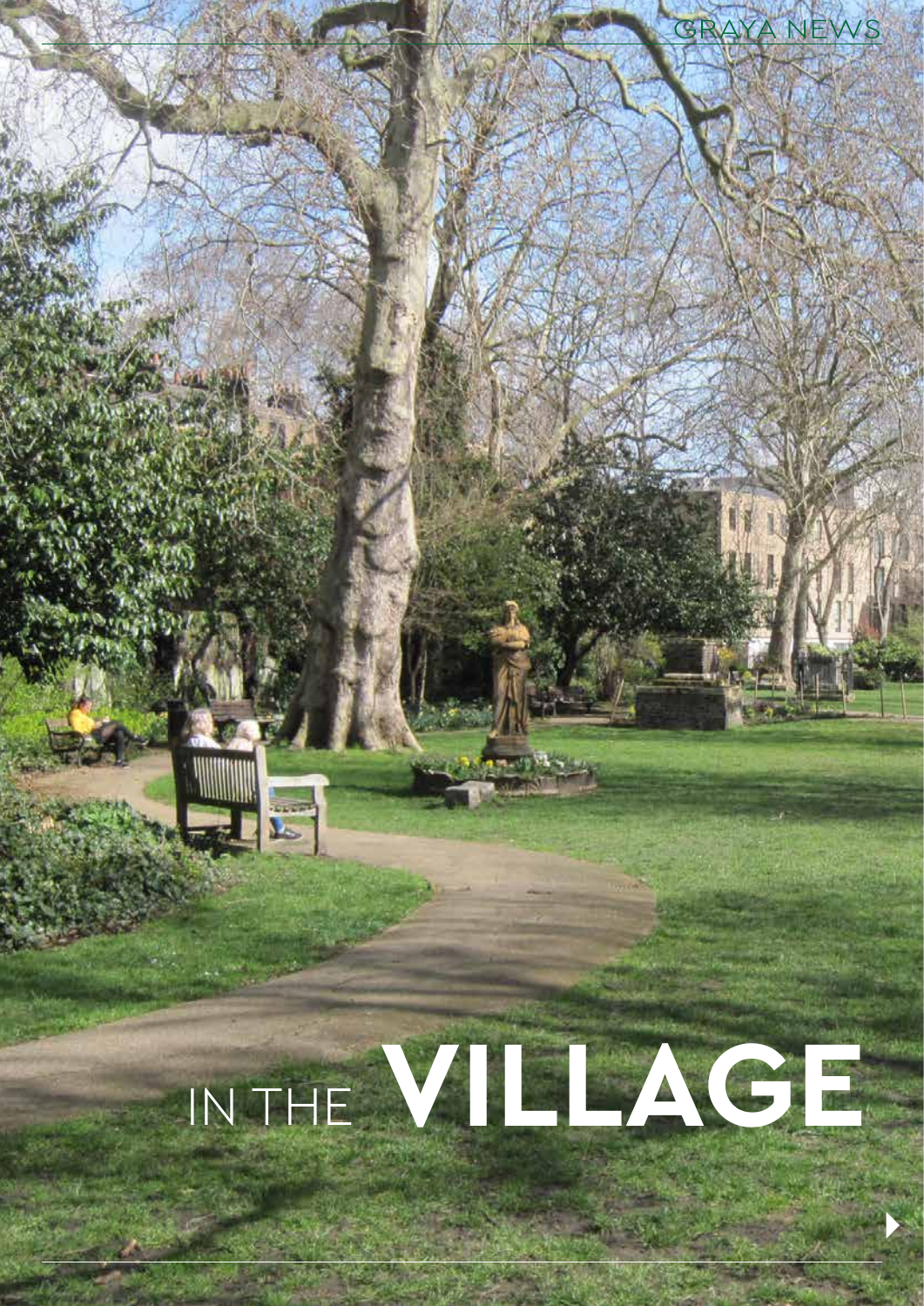# IN THE VILLAGE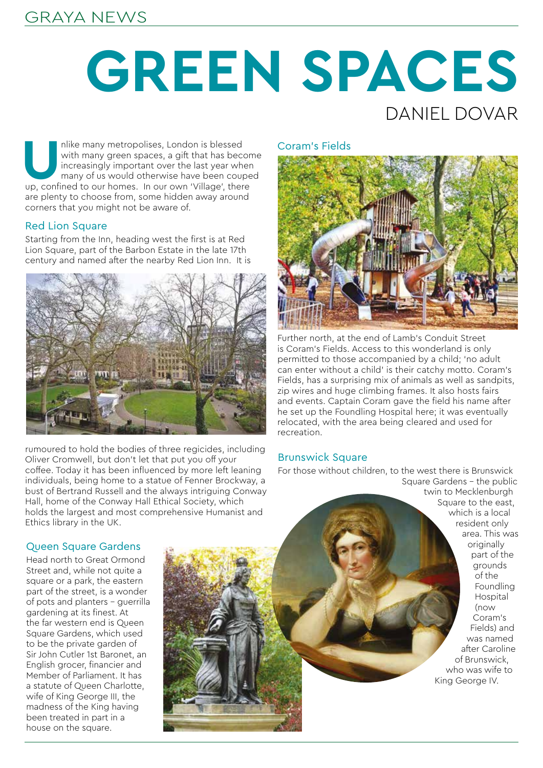# GREEN SPACES

DANIEL DOVAR

Unlike many metropolises, London is blessed with many green spaces, a gift that has become increasingly important over the last year when many of us would otherwise have been couped up, confined to our homes. In our own 'Village', there are plenty to choose from, some hidden away around corners that you might not be aware of.

## Red Lion Square

Starting from the Inn, heading west the first is at Red Lion Square, part of the Barbon Estate in the late 17th century and named after the nearby Red Lion Inn. It is rumoured to hold the bodies of three regicides, including Oliver Cromwell, but don't let that put you off your coffee. Today it has been influenced by more left leaning individuals, being home to a statue of Fenner Brockway, a bust of Bertrand Russell and the always intriguing Conway Hall, home of the Conway Hall Ethical Society, which holds the largest and most comprehensive Humanist and Ethics library in the UK.

## Queen Square Gardens

Head north to Great Ormond Street and, while not quite a square or a park, the eastern part of the street, is a wonder of pots and planters – guerrilla gardening at its finest. At the far western end is Queen Square Gardens, which used to be the private garden of Sir John Cutler 1st Baronet, an English grocer, financier and Member of Parliament. It has a statute of Queen Charlotte, wife of King George III, the madness of the King having been treated in part in a house on the square.

## Coram's Fields

Further north, at the end of Lamb's Conduit Street is Coram's Fields. Access to this wonderland is only permitted to those accompanied by a child; 'no adult can enter without a child' is their catchy motto. Coram's Fields, has a surprising mix of animals as well as sandpits, zip wires and huge climbing frames. It also hosts fairs and events. Captain Coram gave the field his name after he set up the Foundling Hospital here; it was eventually relocated, with the area being cleared and used for recreation.

## Brunswick Square

For those without children, to the west there is Brunswick Square Gardens – the public twin to Mecklenburgh Square to the east, which is a local resident only area. This was originally part of the grounds of the Foundling Hospital (now Coram's Fields) and was named after Caroline of Brunswick, who was wife to King George IV.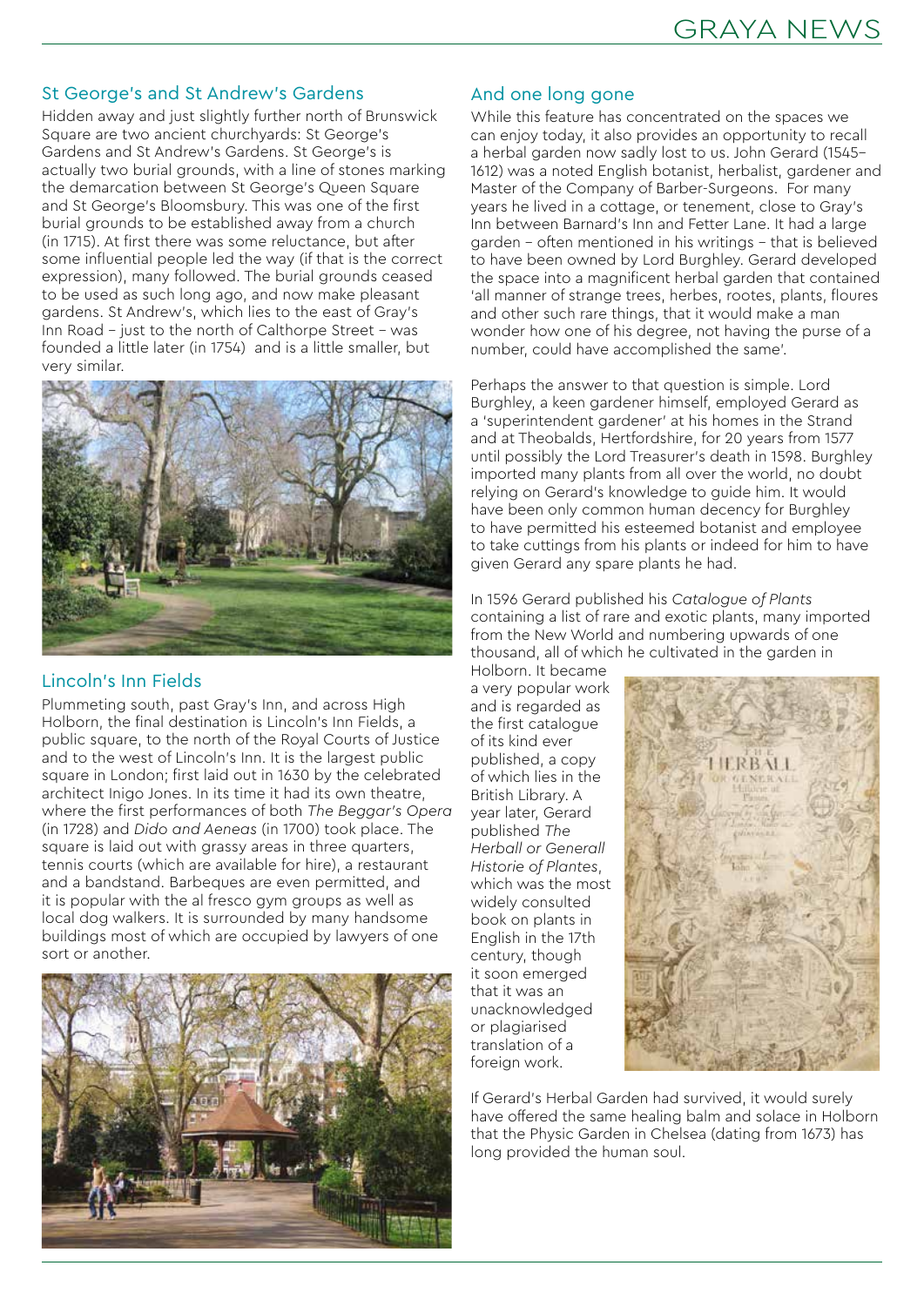## St George's and St Andrew's Gardens

Hidden away and just slightly further north of Brunswick Square are two ancient churchyards: St George's Gardens and St Andrew's Gardens. St George's is actually two burial grounds, with a line of stones marking the demarcation between St George's Queen Square and St George's Bloomsbury. This was one of the first burial grounds to be established away from a church (in 1715). At first there was some reluctance, but after some influential people led the way (if that is the correct expression), many followed. The burial grounds ceased to be used as such long ago, and now make pleasant gardens. St Andrew's, which lies to the east of Gray's Inn Road – just to the north of Calthorpe Street – was founded a little later (in 1754) and is a little smaller, but very similar.

## Lincoln's Inn Fields

Plummeting south, past Gray's Inn, and across High Holborn, the final destination is Lincoln's Inn Fields, a public square, to the north of the Royal Courts of Justice and to the west of Lincoln's Inn. It is the largest public square in London; first laid out in 1630 by the celebrated architect Inigo Jones. In its time it had its own theatre, where the first performances of both *The Beggar's Opera* (in 1728) and *Dido and Aeneas* (in 1700) took place. The square is laid out with grassy areas in three quarters, tennis courts (which are available for hire), a restaurant and a bandstand. Barbeques are even permitted, and it is popular with the al fresco gym groups as well as local dog walkers. It is surrounded by many handsome buildings most of which are occupied by lawyers of one sort or another.

## And one long gone

While this feature has concentrated on the spaces we can enjoy today, it also provides an opportunity to recall a herbal garden now sadly lost to us. John Gerard (1545–1612) was a noted English botanist, herbalist, gardener and Master of the Company of Barber-Surgeons. For many years he lived in a cottage, or tenement, close to Gray's Inn between Barnard's Inn and Fetter Lane. It had a large garden – often mentioned in his writings – that is believed to have been owned by Lord Burghley. Gerard developed the space into a magnificent herbal garden that contained 'all manner of strange trees, herbes, rootes, plants, floures and other such rare things, that it would make a man wonder how one of his degree, not having the purse of a number, could have accomplished the same'.

Perhaps the answer to that question is simple. Lord Burghley, a keen gardener himself, employed Gerard as a 'superintendent gardener' at his homes in the Strand and at Theobalds, Hertfordshire, for 20 years from 1577 until possibly the Lord Treasurer's death in 1598. Burghley imported many plants from all over the world, no doubt relying on Gerard's knowledge to guide him. It would have been only common human decency for Burghley to have permitted his esteemed botanist and employee to take cuttings from his plants or indeed for him to have given Gerard any spare plants he had.

In 1596 Gerard published his *Catalogue of Plants* containing a list of rare and exotic plants, many imported from the New World and numbering upwards of one thousand, all of which he cultivated in the garden in Holborn. It became a very popular work and is regarded as the first catalogue of its kind ever published, a copy of which lies in the British Library. A year later, Gerard published *The Herball or Generall Historie of Plantes*, which was the most widely consulted book on plants in English in the 17th century, though it soon emerged that it was an unacknowledged or plagiarised translation of a foreign work.

If Gerard's Herbal Garden had survived, it would surely have offered the same healing balm and solace in Holborn that the Physic Garden in Chelsea (dating from 1673) has long provided the human soul.